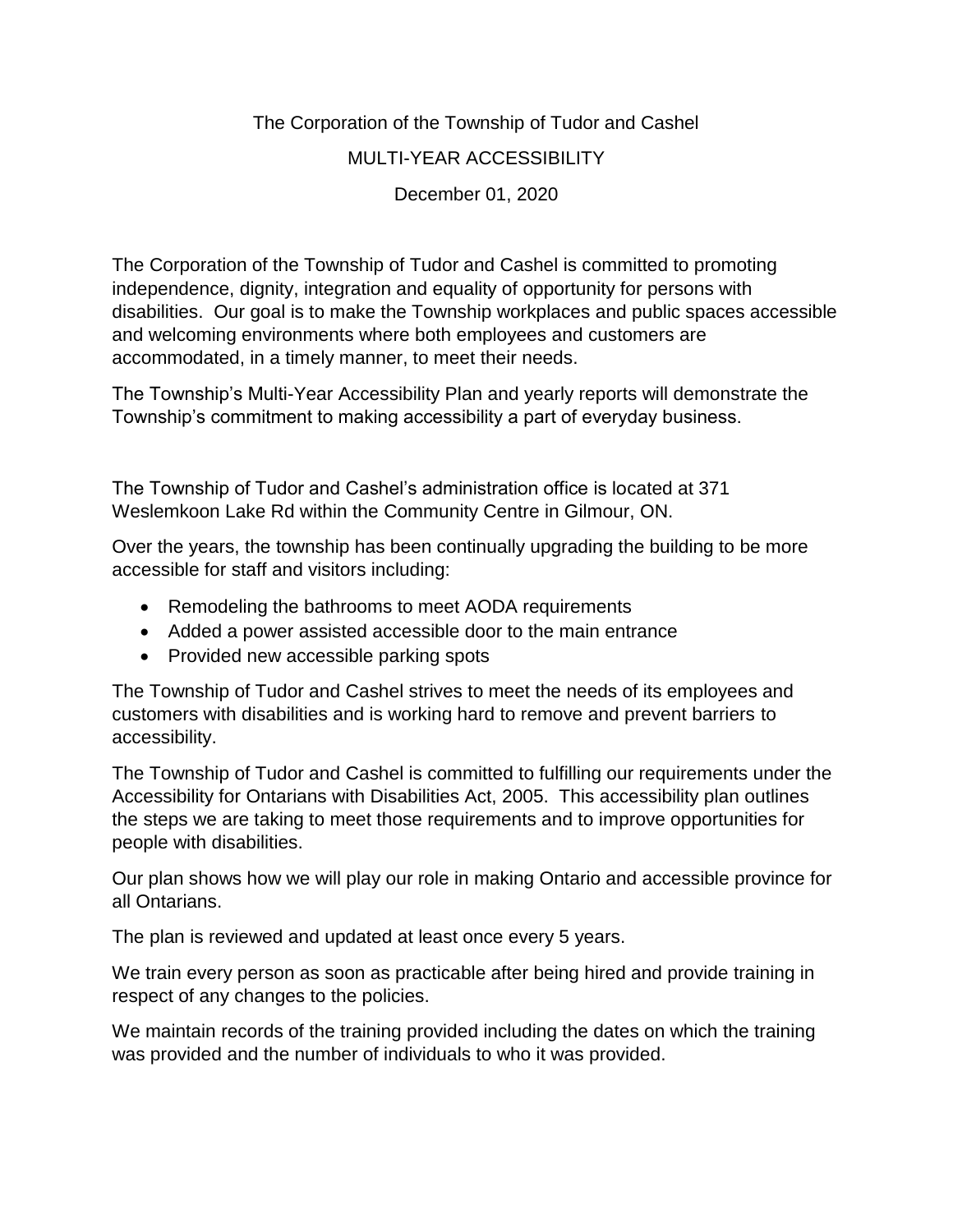# The Corporation of the Township of Tudor and Cashel

## MULTI-YEAR ACCESSIBILITY

December 01, 2020

The Corporation of the Township of Tudor and Cashel is committed to promoting independence, dignity, integration and equality of opportunity for persons with disabilities. Our goal is to make the Township workplaces and public spaces accessible and welcoming environments where both employees and customers are accommodated, in a timely manner, to meet their needs.

The Township's Multi-Year Accessibility Plan and yearly reports will demonstrate the Township's commitment to making accessibility a part of everyday business.

The Township of Tudor and Cashel's administration office is located at 371 Weslemkoon Lake Rd within the Community Centre in Gilmour, ON.

Over the years, the township has been continually upgrading the building to be more accessible for staff and visitors including:

- Remodeling the bathrooms to meet AODA requirements
- Added a power assisted accessible door to the main entrance
- Provided new accessible parking spots

The Township of Tudor and Cashel strives to meet the needs of its employees and customers with disabilities and is working hard to remove and prevent barriers to accessibility.

The Township of Tudor and Cashel is committed to fulfilling our requirements under the Accessibility for Ontarians with Disabilities Act, 2005. This accessibility plan outlines the steps we are taking to meet those requirements and to improve opportunities for people with disabilities.

Our plan shows how we will play our role in making Ontario and accessible province for all Ontarians.

The plan is reviewed and updated at least once every 5 years.

We train every person as soon as practicable after being hired and provide training in respect of any changes to the policies.

We maintain records of the training provided including the dates on which the training was provided and the number of individuals to who it was provided.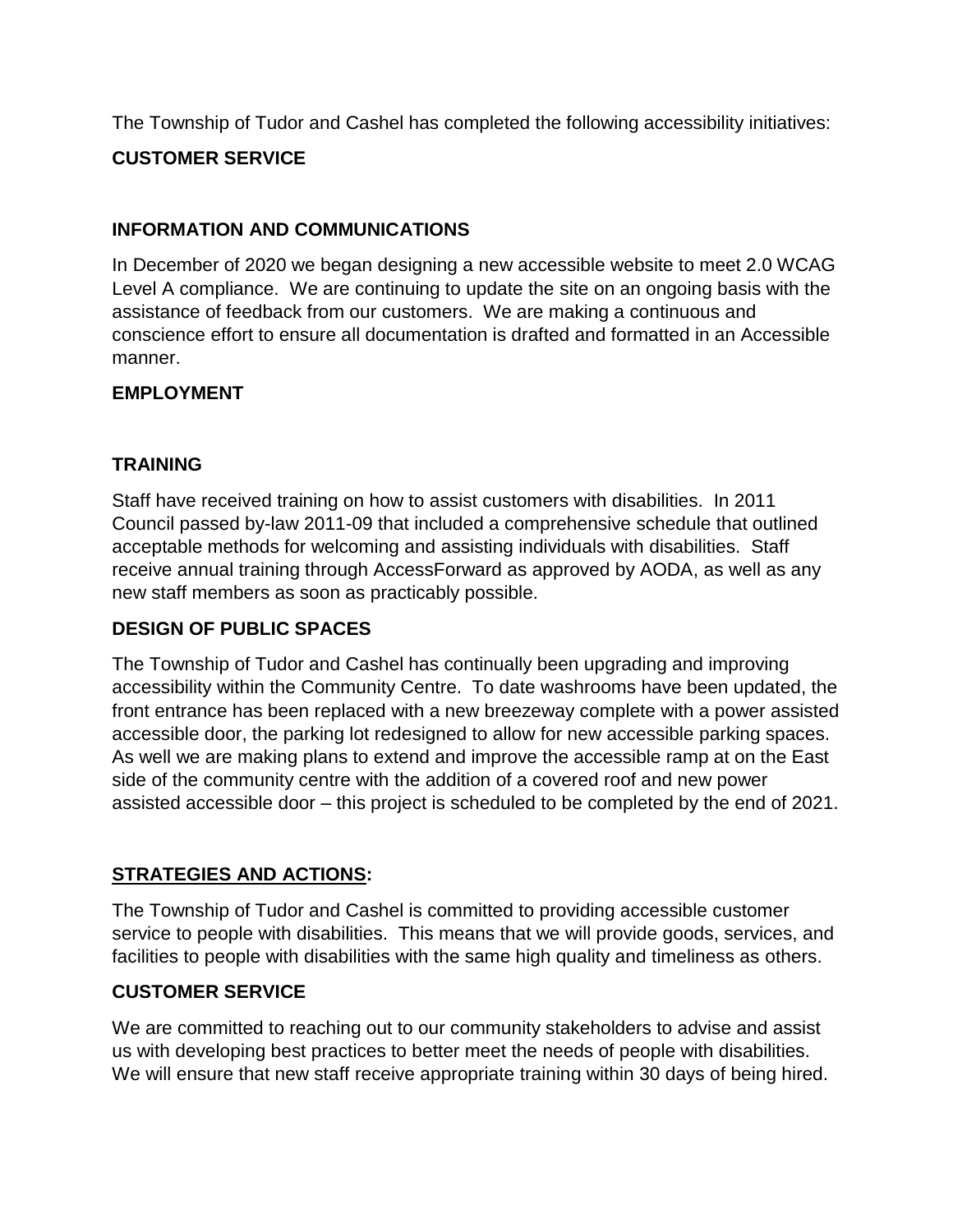The Township of Tudor and Cashel has completed the following accessibility initiatives:

**CUSTOMER SERVICE**

**INFORMATION AND COMMUNICATIONS**

In December of 2020 we began designing a new accessible website to meet 2.0 WCAG Level A compliance. We are continuing to update the site on an ongoing basis with the assistance of feedback from our customers. We are making a continuous and conscience effort to ensure all documentation is drafted and formatted in an Accessible manner.

**EMPLOYMENT**

**TRAINING**

Staff have received training on how to assist customers with disabilities. In 2011 Council passed by-law 2011-09 that included a comprehensive schedule that outlined acceptable methods for welcoming and assisting individuals with disabilities. Staff receive annual training through AccessForward as approved by AODA, as well as any new staff members as soon as practicably possible.

**DESIGN OF PUBLIC SPACES**

The Township of Tudor and Cashel has continually been upgrading and improving accessibility within the Community Centre. To date washrooms have been updated, the front entrance has been replaced with a new breezeway complete with a power assisted accessible door, the parking lot redesigned to allow for new accessible parking spaces. As well we are making plans to extend and improve the accessible ramp at on the East side of the community centre with the addition of a covered roof and new power assisted accessible door – this project is scheduled to be completed by the end of 2021.

**STRATEGIES AND ACTIONS:**

The Township of Tudor and Cashel is committed to providing accessible customer service to people with disabilities. This means that we will provide goods, services, and facilities to people with disabilities with the same high quality and timeliness as others.

**CUSTOMER SERVICE**

We are committed to reaching out to our community stakeholders to advise and assist us with developing best practices to better meet the needs of people with disabilities. We will ensure that new staff receive appropriate training within 30 days of being hired.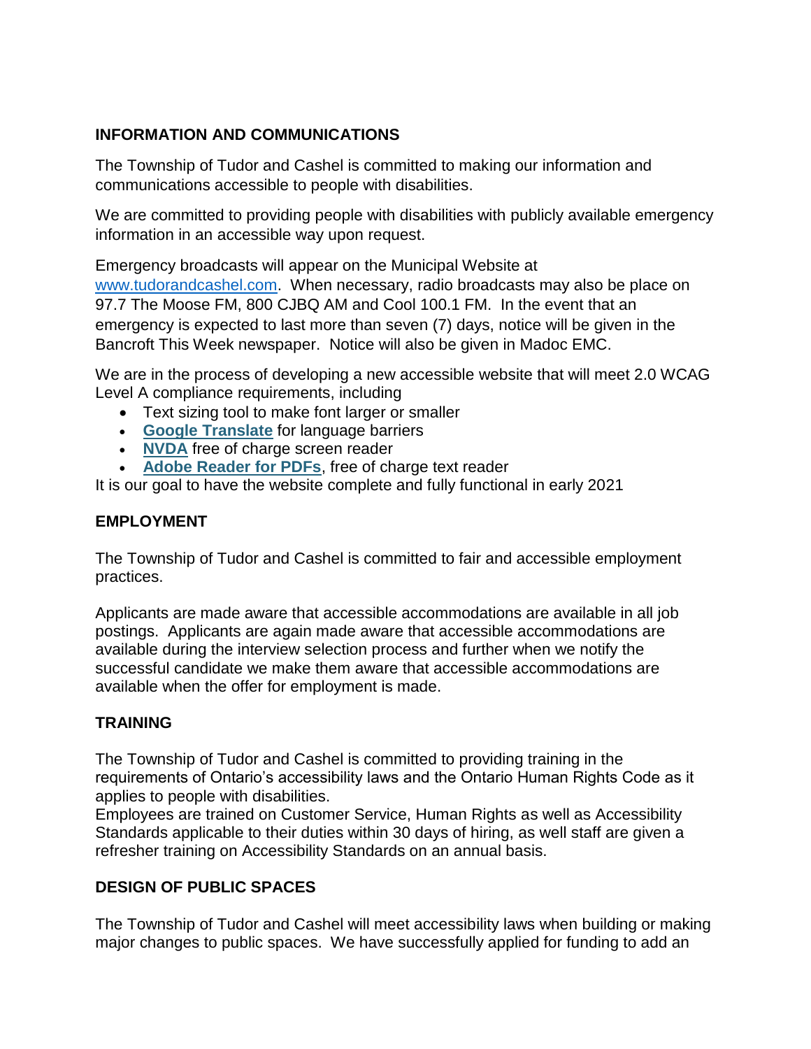## INFORMATION AND COMMUNICATIONS

The Township of Tudor and Cashel is committed to making our information and communications accessible to people with disabilities.

We are committed to providing people with disabilities with publicly available emergency information in an accessible way upon request.

Emergency broadcasts will appear on the Municipal Website at www.tudorandcashel.com. When necessary, radio broadcasts may also be place on 97.7 The Moose FM, 800 CJBQ AM and Cool 100.1 FM. In the event that an emergency is expected to last more than seven (7) days, notice will be given in the Bancroft This Week newspaper. Notice will also be given in Madoc EMC.

We are in the process of developing a new accessible website that will meet 2.0 WCAG Level A compliance requirements, including

- Text sizing tool to make font larger or smaller
- **Google Translate** for language barriers
- **NVDA** free of charge screen reader
- **Adobe Reader for PDFs**, free of charge text reader

It is our goal to have the website complete and fully functional in early 2021

## EMPLOYMENT

The Township of Tudor and Cashel is committed to fair and accessible employment practices.

Applicants are made aware that accessible accommodations are available in all job postings. Applicants are again made aware that accessible accommodations are available during the interview selection process and further when we notify the successful candidate we make them aware that accessible accommodations are available when the offer for employment is made.

## TRAINING

The Township of Tudor and Cashel is committed to providing training in the requirements of Ontario's accessibility laws and the Ontario Human Rights Code as it applies to people with disabilities.
Employees are trained on Customer Service, Human Rights as well as Accessibility Standards applicable to their duties within 30 days of hiring, as well staff are given a refresher training on Accessibility Standards on an annual basis.

## DESIGN OF PUBLIC SPACES

The Township of Tudor and Cashel will meet accessibility laws when building or making major changes to public spaces. We have successfully applied for funding to add an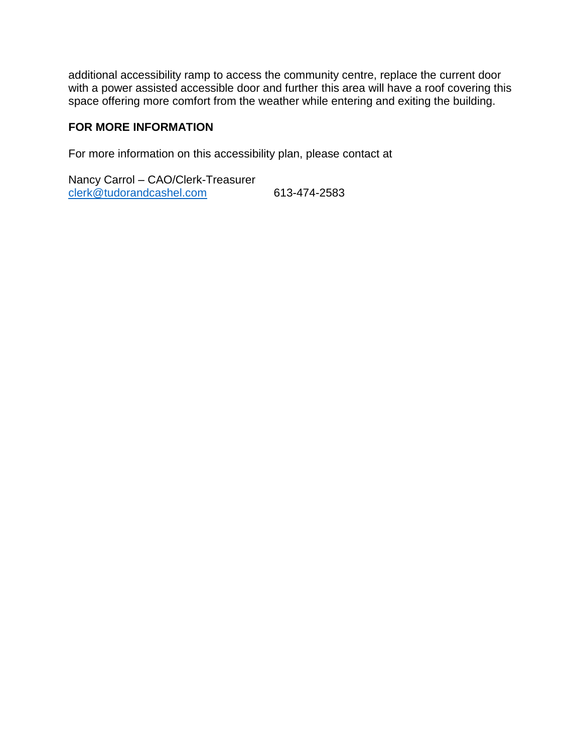additional accessibility ramp to access the community centre, replace the current door with a power assisted accessible door and further this area will have a roof covering this space offering more comfort from the weather while entering and exiting the building.

## FOR MORE INFORMATION

For more information on this accessibility plan, please contact at

Nancy Carrol – CAO/Clerk-Treasurer
clerk@tudorandcashel.com 613-474-2583